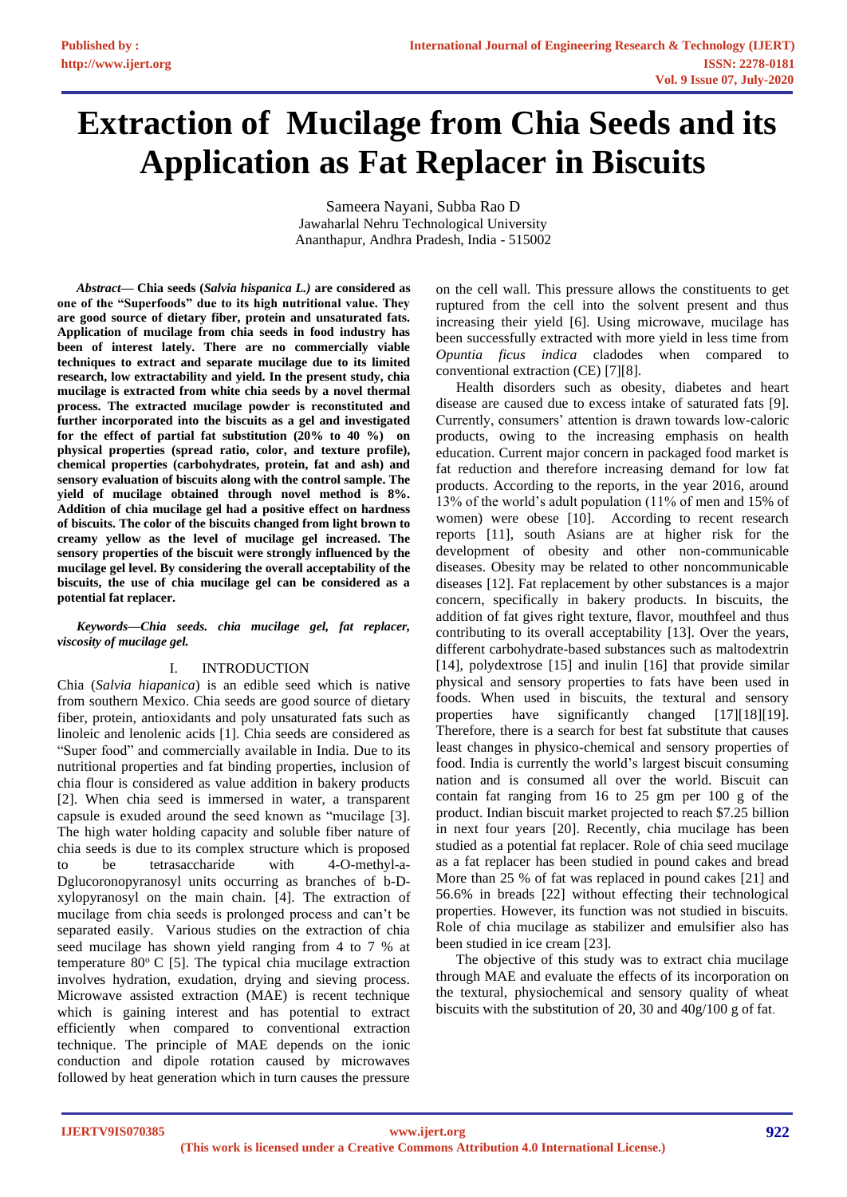# Extraction of Mucilage from Chia Seeds and its Application as Fat Replacer in Biscuits

Sameera Nayani, Subba Rao D
Jawaharlal Nehru Technological University
Ananthapur, Andhra Pradesh, India - 515002

***Abstract*— Chia seeds (*Salvia hispanica L.)* are considered as one of the "Superfoods" due to its high nutritional value. They are good source of dietary fiber, protein and unsaturated fats. Application of mucilage from chia seeds in food industry has been of interest lately. There are no commercially viable techniques to extract and separate mucilage due to its limited research, low extractability and yield. In the present study, chia mucilage is extracted from white chia seeds by a novel thermal process. The extracted mucilage powder is reconstituted and further incorporated into the biscuits as a gel and investigated for the effect of partial fat substitution (20% to 40 %) on physical properties (spread ratio, color, and texture profile), chemical properties (carbohydrates, protein, fat and ash) and sensory evaluation of biscuits along with the control sample. The yield of mucilage obtained through novel method is 8%. Addition of chia mucilage gel had a positive effect on hardness of biscuits. The color of the biscuits changed from light brown to creamy yellow as the level of mucilage gel increased. The sensory properties of the biscuit were strongly influenced by the mucilage gel level. By considering the overall acceptability of the biscuits, the use of chia mucilage gel can be considered as a potential fat replacer.**

***Keywords—Chia seeds. chia mucilage gel, fat replacer, viscosity of mucilage gel.***

## I. INTRODUCTION

Chia (*Salvia hiapanica*) is an edible seed which is native from southern Mexico. Chia seeds are good source of dietary fiber, protein, antioxidants and poly unsaturated fats such as linoleic and lenolenic acids [1]. Chia seeds are considered as "Super food" and commercially available in India. Due to its nutritional properties and fat binding properties, inclusion of chia flour is considered as value addition in bakery products [2]. When chia seed is immersed in water, a transparent capsule is exuded around the seed known as "mucilage [3]. The high water holding capacity and soluble fiber nature of chia seeds is due to its complex structure which is proposed to be tetrasaccharide with 4-O-methyl-a-Dglucoronopyranosyl units occurring as branches of b-D-xylopyranosyl on the main chain. [4]. The extraction of mucilage from chia seeds is prolonged process and can't be separated easily. Various studies on the extraction of chia seed mucilage has shown yield ranging from 4 to 7 % at temperature 80$^{o}$ C [5]. The typical chia mucilage extraction involves hydration, exudation, drying and sieving process. Microwave assisted extraction (MAE) is recent technique which is gaining interest and has potential to extract efficiently when compared to conventional extraction technique. The principle of MAE depends on the ionic conduction and dipole rotation caused by microwaves followed by heat generation which in turn causes the pressure on the cell wall. This pressure allows the constituents to get ruptured from the cell into the solvent present and thus increasing their yield [6]. Using microwave, mucilage has been successfully extracted with more yield in less time from *Opuntia ficus indica* cladodes when compared to conventional extraction (CE) [7][8].

Health disorders such as obesity, diabetes and heart disease are caused due to excess intake of saturated fats [9]. Currently, consumers' attention is drawn towards low-caloric products, owing to the increasing emphasis on health education. Current major concern in packaged food market is fat reduction and therefore increasing demand for low fat products. According to the reports, in the year 2016, around 13% of the world's adult population (11% of men and 15% of women) were obese [10]. According to recent research reports [11], south Asians are at higher risk for the development of obesity and other non-communicable diseases. Obesity may be related to other noncommunicable diseases [12]. Fat replacement by other substances is a major concern, specifically in bakery products. In biscuits, the addition of fat gives right texture, flavor, mouthfeel and thus contributing to its overall acceptability [13]. Over the years, different carbohydrate-based substances such as maltodextrin [14], polydextrose [15] and inulin [16] that provide similar physical and sensory properties to fats have been used in foods. When used in biscuits, the textural and sensory properties have significantly changed [17][18][19]. Therefore, there is a search for best fat substitute that causes least changes in physico-chemical and sensory properties of food. India is currently the world's largest biscuit consuming nation and is consumed all over the world. Biscuit can contain fat ranging from 16 to 25 gm per 100 g of the product. Indian biscuit market projected to reach $7.25 billion in next four years [20]. Recently, chia mucilage has been studied as a potential fat replacer. Role of chia seed mucilage as a fat replacer has been studied in pound cakes and bread More than 25 % of fat was replaced in pound cakes [21] and 56.6% in breads [22] without effecting their technological properties. However, its function was not studied in biscuits. Role of chia mucilage as stabilizer and emulsifier also has been studied in ice cream [23].

The objective of this study was to extract chia mucilage through MAE and evaluate the effects of its incorporation on the textural, physiochemical and sensory quality of wheat biscuits with the substitution of 20, 30 and 40g/100 g of fat.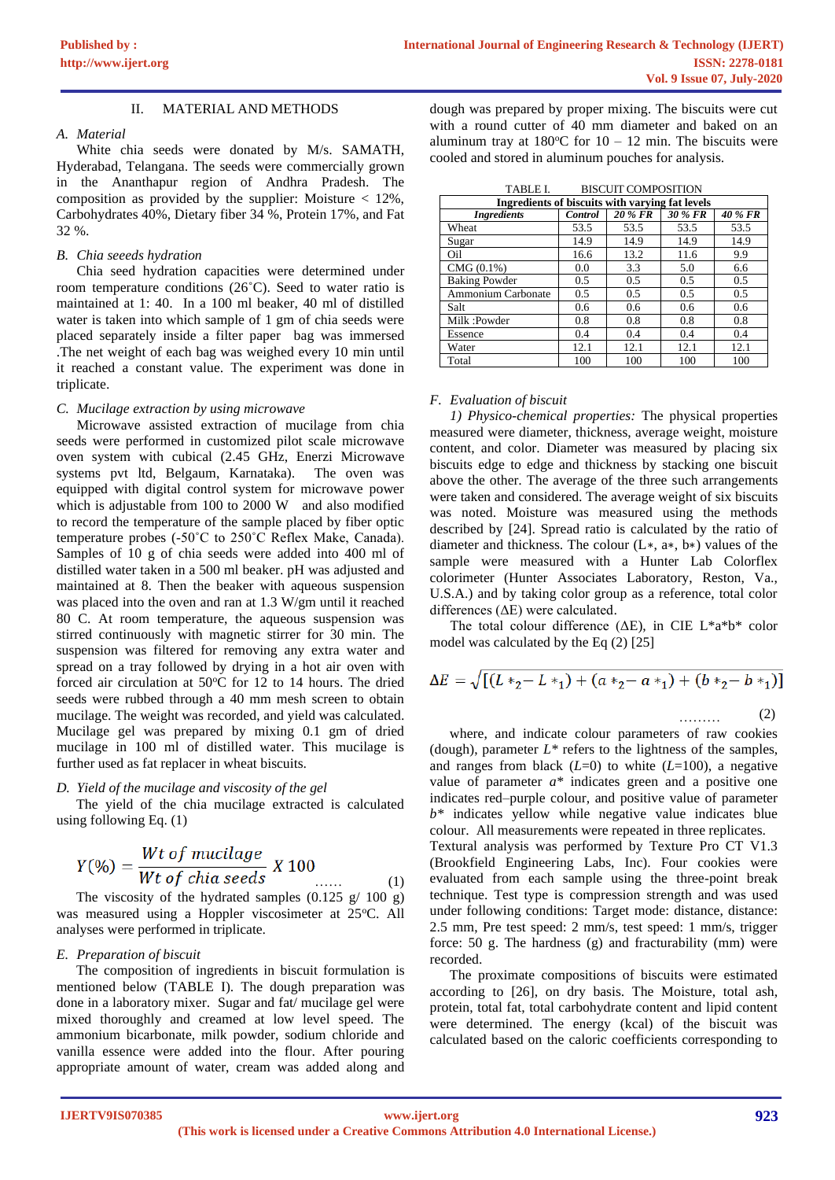## II. MATERIAL AND METHODS

### *A. Material*

White chia seeds were donated by M/s. SAMATH, Hyderabad, Telangana. The seeds were commercially grown in the Ananthapur region of Andhra Pradesh. The composition as provided by the supplier: Moisture < 12%, Carbohydrates 40%, Dietary fiber 34 %, Protein 17%, and Fat 32 %.

### *B. Chia seeeds hydration*

Chia seed hydration capacities were determined under room temperature conditions (26˚C). Seed to water ratio is maintained at 1: 40. In a 100 ml beaker, 40 ml of distilled water is taken into which sample of 1 gm of chia seeds were placed separately inside a filter paper bag was immersed .The net weight of each bag was weighed every 10 min until it reached a constant value. The experiment was done in triplicate.

### *C. Mucilage extraction by using microwave*

Microwave assisted extraction of mucilage from chia seeds were performed in customized pilot scale microwave oven system with cubical (2.45 GHz, Enerzi Microwave systems pvt ltd, Belgaum, Karnataka). The oven was equipped with digital control system for microwave power which is adjustable from 100 to 2000 W and also modified to record the temperature of the sample placed by fiber optic temperature probes (-50˚C to 250˚C Reflex Make, Canada). Samples of 10 g of chia seeds were added into 400 ml of distilled water taken in a 500 ml beaker. pH was adjusted and maintained at 8. Then the beaker with aqueous suspension was placed into the oven and ran at 1.3 W/gm until it reached 80 C. At room temperature, the aqueous suspension was stirred continuously with magnetic stirrer for 30 min. The suspension was filtered for removing any extra water and spread on a tray followed by drying in a hot air oven with forced air circulation at 50ºC for 12 to 14 hours. The dried seeds were rubbed through a 40 mm mesh screen to obtain mucilage. The weight was recorded, and yield was calculated. Mucilage gel was prepared by mixing 0.1 gm of dried mucilage in 100 ml of distilled water. This mucilage is further used as fat replacer in wheat biscuits.

### *D. Yield of the mucilage and viscosity of the gel*

The yield of the chia mucilage extracted is calculated using following Eq. (1)

$$Y(\%) = \frac{Wt\ of\ mucilage}{Wt\ of\ chia\ seeds}\ X\ 100 \quad \ldots\ldots \quad (1)$$

The viscosity of the hydrated samples (0.125 g/ 100 g) was measured using a Hoppler viscosimeter at 25ºC. All analyses were performed in triplicate.

### *E. Preparation of biscuit*

The composition of ingredients in biscuit formulation is mentioned below (TABLE I). The dough preparation was done in a laboratory mixer. Sugar and fat/ mucilage gel were mixed thoroughly and creamed at low level speed. The ammonium bicarbonate, milk powder, sodium chloride and vanilla essence were added into the flour. After pouring appropriate amount of water, cream was added along and dough was prepared by proper mixing. The biscuits were cut with a round cutter of 40 mm diameter and baked on an aluminum tray at 180ºC for 10 – 12 min. The biscuits were cooled and stored in aluminum pouches for analysis.

TABLE I. BISCUIT COMPOSITION

| **Ingredients of biscuits with varying fat levels** | | | | |
|---|---|---|---|---|
| ***Ingredients*** | ***Control*** | ***20 % FR*** | ***30 % FR*** | ***40 % FR*** |
| Wheat | 53.5 | 53.5 | 53.5 | 53.5 |
| Sugar | 14.9 | 14.9 | 14.9 | 14.9 |
| Oil | 16.6 | 13.2 | 11.6 | 9.9 |
| CMG (0.1%) | 0.0 | 3.3 | 5.0 | 6.6 |
| Baking Powder | 0.5 | 0.5 | 0.5 | 0.5 |
| Ammonium Carbonate | 0.5 | 0.5 | 0.5 | 0.5 |
| Salt | 0.6 | 0.6 | 0.6 | 0.6 |
| Milk :Powder | 0.8 | 0.8 | 0.8 | 0.8 |
| Essence | 0.4 | 0.4 | 0.4 | 0.4 |
| Water | 12.1 | 12.1 | 12.1 | 12.1 |
| Total | 100 | 100 | 100 | 100 |

### *F. Evaluation of biscuit*

*1) Physico-chemical properties:* The physical properties measured were diameter, thickness, average weight, moisture content, and color. Diameter was measured by placing six biscuits edge to edge and thickness by stacking one biscuit above the other. The average of the three such arrangements were taken and considered. The average weight of six biscuits was noted. Moisture was measured using the methods described by [24]. Spread ratio is calculated by the ratio of diameter and thickness. The colour ($L*$, $a*$, $b*$) values of the sample were measured with a Hunter Lab Colorflex colorimeter (Hunter Associates Laboratory, Reston, Va., U.S.A.) and by taking color group as a reference, total color differences (ΔE) were calculated.

The total colour difference (ΔE), in CIE L\*a\*b\* color model was calculated by the Eq (2) [25]

$$\Delta E = \sqrt{[(L*_2 - L*_1) + (a*_2 - a*_1) + (b*_2 - b*_1)]} \quad \ldots\ldots\ldots \quad (2)$$

where, and indicate colour parameters of raw cookies (dough), parameter $L*$ refers to the lightness of the samples, and ranges from black ($L$=0) to white ($L$=100), a negative value of parameter $a*$ indicates green and a positive one indicates red–purple colour, and positive value of parameter $b*$ indicates yellow while negative value indicates blue colour. All measurements were repeated in three replicates. Textural analysis was performed by Texture Pro CT V1.3 (Brookfield Engineering Labs, Inc). Four cookies were evaluated from each sample using the three-point break technique. Test type is compression strength and was used under following conditions: Target mode: distance, distance: 2.5 mm, Pre test speed: 2 mm/s, test speed: 1 mm/s, trigger force: 50 g. The hardness (g) and fracturability (mm) were recorded.

The proximate compositions of biscuits were estimated according to [26], on dry basis. The Moisture, total ash, protein, total fat, total carbohydrate content and lipid content were determined. The energy (kcal) of the biscuit was calculated based on the caloric coefficients corresponding to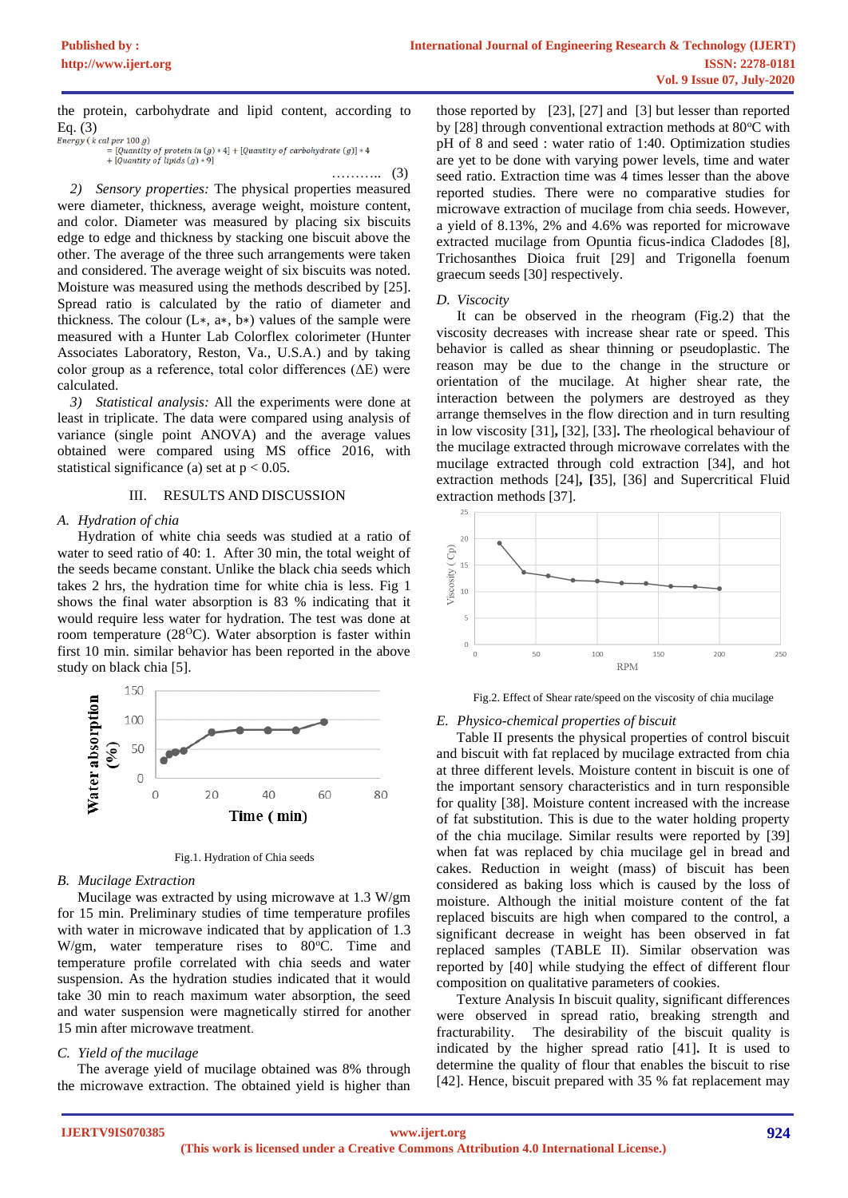the protein, carbohydrate and lipid content, according to Eq. (3)

$$Energy\ (k\ cal\ per\ 100\ g) = [Quantity\ of\ protein\ in\ (g) * 4] + [Quantity\ of\ carbohydrate\ (g)] * 4 + [Quantity\ of\ lipids\ (g) * 9] \quad \ldots\ldots\ldots.. \quad (3)$$

*2) Sensory properties:* The physical properties measured were diameter, thickness, average weight, moisture content, and color. Diameter was measured by placing six biscuits edge to edge and thickness by stacking one biscuit above the other. The average of the three such arrangements were taken and considered. The average weight of six biscuits was noted. Moisture was measured using the methods described by [25]. Spread ratio is calculated by the ratio of diameter and thickness. The colour (L∗, a∗, b∗) values of the sample were measured with a Hunter Lab Colorflex colorimeter (Hunter Associates Laboratory, Reston, Va., U.S.A.) and by taking color group as a reference, total color differences (ΔE) were calculated.

*3) Statistical analysis:* All the experiments were done at least in triplicate. The data were compared using analysis of variance (single point ANOVA) and the average values obtained were compared using MS office 2016, with statistical significance (a) set at $p < 0.05$.

## III. RESULTS AND DISCUSSION

### *A. Hydration of chia*

Hydration of white chia seeds was studied at a ratio of water to seed ratio of 40: 1. After 30 min, the total weight of the seeds became constant. Unlike the black chia seeds which takes 2 hrs, the hydration time for white chia is less. Fig 1 shows the final water absorption is 83 % indicating that it would require less water for hydration. The test was done at room temperature (28$^{O}$C). Water absorption is faster within first 10 min. similar behavior has been reported in the above study on black chia [5].

Fig.1. Hydration of Chia seeds

### *B. Mucilage Extraction*

Mucilage was extracted by using microwave at 1.3 W/gm for 15 min. Preliminary studies of time temperature profiles with water in microwave indicated that by application of 1.3 W/gm, water temperature rises to 80$^{o}$C. Time and temperature profile correlated with chia seeds and water suspension. As the hydration studies indicated that it would take 30 min to reach maximum water absorption, the seed and water suspension were magnetically stirred for another 15 min after microwave treatment.

### *C. Yield of the mucilage*

The average yield of mucilage obtained was 8% through the microwave extraction. The obtained yield is higher than those reported by [23], [27] and [3] but lesser than reported by [28] through conventional extraction methods at 80$^{o}$C with pH of 8 and seed : water ratio of 1:40. Optimization studies are yet to be done with varying power levels, time and water seed ratio. Extraction time was 4 times lesser than the above reported studies. There were no comparative studies for microwave extraction of mucilage from chia seeds. However, a yield of 8.13%, 2% and 4.6% was reported for microwave extracted mucilage from Opuntia ficus-indica Cladodes [8], Trichosanthes Dioica fruit [29] and Trigonella foenum graecum seeds [30] respectively.

### *D. Viscosity*

It can be observed in the rheogram (Fig.2) that the viscosity decreases with increase shear rate or speed. This behavior is called as shear thinning or pseudoplastic. The reason may be due to the change in the structure or orientation of the mucilage. At higher shear rate, the interaction between the polymers are destroyed as they arrange themselves in the flow direction and in turn resulting in low viscosity [31], [32], [33]. The rheological behaviour of the mucilage extracted through microwave correlates with the mucilage extracted through cold extraction [34], and hot extraction methods [24], [35], [36] and Supercritical Fluid extraction methods [37].

Fig.2. Effect of Shear rate/speed on the viscosity of chia mucilage

### *E. Physico-chemical properties of biscuit*

Table II presents the physical properties of control biscuit and biscuit with fat replaced by mucilage extracted from chia at three different levels. Moisture content in biscuit is one of the important sensory characteristics and in turn responsible for quality [38]. Moisture content increased with the increase of fat substitution. This is due to the water holding property of the chia mucilage. Similar results were reported by [39] when fat was replaced by chia mucilage gel in bread and cakes. Reduction in weight (mass) of biscuit has been considered as baking loss which is caused by the loss of moisture. Although the initial moisture content of the fat replaced biscuits are high when compared to the control, a significant decrease in weight has been observed in fat replaced samples (TABLE II). Similar observation was reported by [40] while studying the effect of different flour composition on qualitative parameters of cookies.

Texture Analysis In biscuit quality, significant differences were observed in spread ratio, breaking strength and fracturability. The desirability of the biscuit quality is indicated by the higher spread ratio [41]. It is used to determine the quality of flour that enables the biscuit to rise [42]. Hence, biscuit prepared with 35 % fat replacement may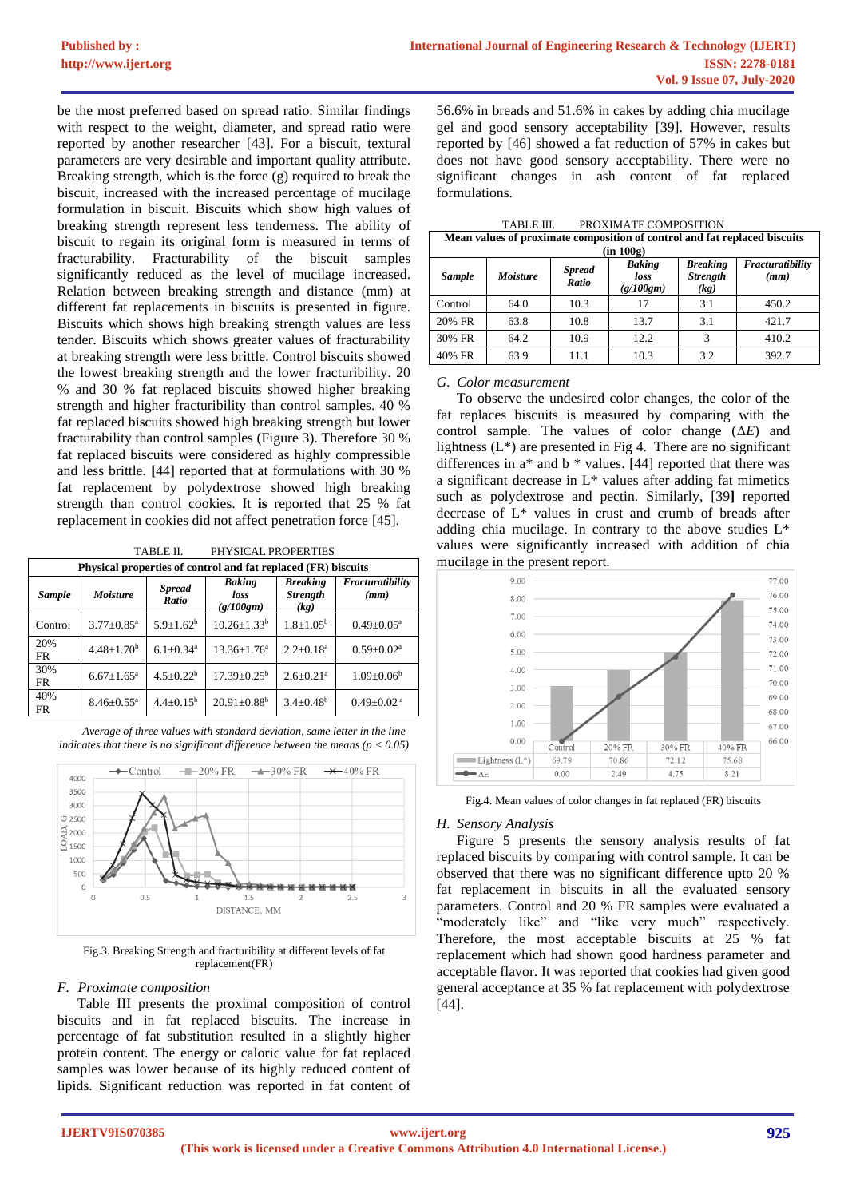be the most preferred based on spread ratio. Similar findings with respect to the weight, diameter, and spread ratio were reported by another researcher [43]. For a biscuit, textural parameters are very desirable and important quality attribute. Breaking strength, which is the force (g) required to break the biscuit, increased with the increased percentage of mucilage formulation in biscuit. Biscuits which show high values of breaking strength represent less tenderness. The ability of biscuit to regain its original form is measured in terms of fracturability. Fracturability of the biscuit samples significantly reduced as the level of mucilage increased. Relation between breaking strength and distance (mm) at different fat replacements in biscuits is presented in figure. Biscuits which shows high breaking strength values are less tender. Biscuits which shows greater values of fracturability at breaking strength were less brittle. Control biscuits showed the lowest breaking strength and the lower fracturibility. 20 % and 30 % fat replaced biscuits showed higher breaking strength and higher fracturibility than control samples. 40 % fat replaced biscuits showed high breaking strength but lower fracturability than control samples (Figure 3). Therefore 30 % fat replaced biscuits were considered as highly compressible and less brittle. **[**44] reported that at formulations with 30 % fat replacement by polydextrose showed high breaking strength than control cookies. It **is** reported that 25 % fat replacement in cookies did not affect penetration force [45].

TABLE II. PHYSICAL PROPERTIES

| Physical properties of control and fat replaced (FR) biscuits | | | | | |
|---|---|---|---|---|---|
| ***Sample*** | ***Moisture*** | ***Spread Ratio*** | ***Baking loss (g/100gm)*** | ***Breaking Strength (kg)*** | ***Fracturability (mm)*** |
| Control | 3.77±0.85[a] | 5.9±1.62[b] | 10.26±1.33[b] | 1.8±1.05[b] | 0.49±0.05[a] |
| 20% FR | 4.48±1.70[b] | 6.1±0.34[a] | 13.36±1.76[a] | 2.2±0.18[a] | 0.59±0.02[a] |
| 30% FR | 6.67±1.65[a] | 4.5±0.22[b] | 17.39±0.25[b] | 2.6±0.21[a] | 1.09±0.06[b] |
| 40% FR | 8.46±0.55[a] | 4.4±0.15[b] | 20.91±0.88[b] | 3.4±0.48[b] | 0.49±0.02[a] |

*Average of three values with standard deviation, same letter in the line indicates that there is no significant difference between the means (p < 0.05)*

Fig.3. Breaking Strength and fracturibility at different levels of fat replacement(FR)

### *F. Proximate composition*

Table III presents the proximal composition of control biscuits and in fat replaced biscuits. The increase in percentage of fat substitution resulted in a slightly higher protein content. The energy or caloric value for fat replaced samples was lower because of its highly reduced content of lipids. **S**ignificant reduction was reported in fat content of 56.6% in breads and 51.6% in cakes by adding chia mucilage gel and good sensory acceptability [39]. However, results reported by [46] showed a fat reduction of 57% in cakes but does not have good sensory acceptability. There were no significant changes in ash content of fat replaced formulations.

TABLE III. PROXIMATE COMPOSITION

| Mean values of proximate composition of control and fat replaced biscuits (in 100g) | | | | | |
|---|---|---|---|---|---|
| ***Sample*** | ***Moisture*** | ***Spread Ratio*** | ***Baking loss (g/100gm)*** | ***Breaking Strength (kg)*** | ***Fracturability (mm)*** |
| Control | 64.0 | 10.3 | 17 | 3.1 | 450.2 |
| 20% FR | 63.8 | 10.8 | 13.7 | 3.1 | 421.7 |
| 30% FR | 64.2 | 10.9 | 12.2 | 3 | 410.2 |
| 40% FR | 63.9 | 11.1 | 10.3 | 3.2 | 392.7 |

### *G. Color measurement*

To observe the undesired color changes, the color of the fat replaces biscuits is measured by comparing with the control sample. The values of color change (Δ*E*) and lightness (L*) are presented in Fig 4. There are no significant differences in a* and b * values. [44] reported that there was a significant decrease in L* values after adding fat mimetics such as polydextrose and pectin. Similarly, [39**]** reported decrease of L* values in crust and crumb of breads after adding chia mucilage. In contrary to the above studies L* values were significantly increased with addition of chia mucilage in the present report.

| | Control | 20% FR | 30% FR | 40% FR |
|---|---|---|---|---|
| Lightness (L*) | 69.79 | 70.86 | 72.12 | 75.68 |
| ΔE | 0.00 | 2.49 | 4.75 | 8.21 |

Fig.4. Mean values of color changes in fat replaced (FR) biscuits

### *H. Sensory Analysis*

Figure 5 presents the sensory analysis results of fat replaced biscuits by comparing with control sample. It can be observed that there was no significant difference upto 20 % fat replacement in biscuits in all the evaluated sensory parameters. Control and 20 % FR samples were evaluated a "moderately like" and "like very much" respectively. Therefore, the most acceptable biscuits at 25 % fat replacement which had shown good hardness parameter and acceptable flavor. It was reported that cookies had given good general acceptance at 35 % fat replacement with polydextrose [44].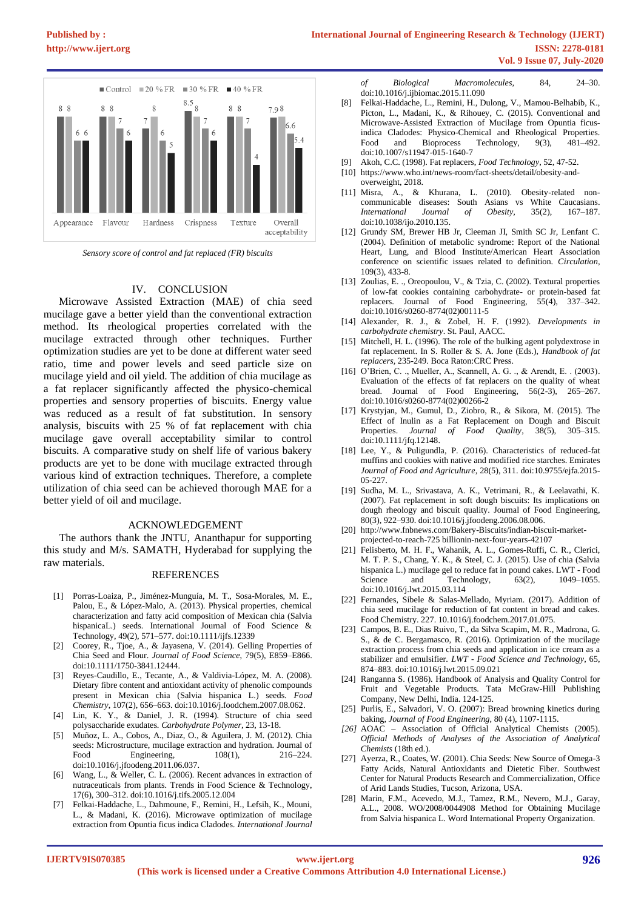| | Control | 20 % FR | 30 % FR | 40 % FR |
|---|---|---|---|---|
| Appearance | 8 | 8 | 6 | 6 |
| Flavour | 8 | 8 | 7 | 6 |
| Hardness | 7 | 8 | 6 | 5 |
| Crispness | 8.5 | 8 | 7 | 6 |
| Texture | 8 | 8 | 7 | 4 |
| Overall acceptability | 7.9 | 8 | 6.6 | 5.4 |

*Sensory score of control and fat replaced (FR) biscuits*

## IV. CONCLUSION

Microwave Assisted Extraction (MAE) of chia seed mucilage gave a better yield than the conventional extraction method. Its rheological properties correlated with the mucilage extracted through other techniques. Further optimization studies are yet to be done at different water seed ratio, time and power levels and seed particle size on mucilage yield and oil yield. The addition of chia mucilage as a fat replacer significantly affected the physico-chemical properties and sensory properties of biscuits. Energy value was reduced as a result of fat substitution. In sensory analysis, biscuits with 25 % of fat replacement with chia mucilage gave overall acceptability similar to control biscuits. A comparative study on shelf life of various bakery products are yet to be done with mucilage extracted through various kind of extraction techniques. Therefore, a complete utilization of chia seed can be achieved thorough MAE for a better yield of oil and mucilage.

## ACKNOWLEDGEMENT

The authors thank the JNTU, Ananthapur for supporting this study and M/s. SAMATH, Hyderabad for supplying the raw materials.

## REFERENCES

[1] Porras-Loaiza, P., Jiménez-Munguía, M. T., Sosa-Morales, M. E., Palou, E., & López-Malo, A. (2013). Physical properties, chemical characterization and fatty acid composition of Mexican chia (Salvia hispanicaL.) seeds. International Journal of Food Science & Technology, 49(2), 571–577. doi:10.1111/ijfs.12339

[2] Coorey, R., Tjoe, A., & Jayasena, V. (2014). Gelling Properties of Chia Seed and Flour. *Journal of Food Science*, 79(5), E859–E866. doi:10.1111/1750-3841.12444.

[3] Reyes-Caudillo, E., Tecante, A., & Valdivia-López, M. A. (2008). Dietary fibre content and antioxidant activity of phenolic compounds present in Mexican chia (Salvia hispanica L.) seeds. *Food Chemistry*, 107(2), 656–663. doi:10.1016/j.foodchem.2007.08.062.

[4] Lin, K. Y., & Daniel, J. R. (1994). Structure of chia seed polysaccharide exudates. *Carbohydrate Polymer*, 23, 13-18.

[5] Muñoz, L. A., Cobos, A., Diaz, O., & Aguilera, J. M. (2012). Chia seeds: Microstructure, mucilage extraction and hydration. Journal of Food Engineering, 108(1), 216–224. doi:10.1016/j.jfoodeng.2011.06.037.

[6] Wang, L., & Weller, C. L. (2006). Recent advances in extraction of nutraceuticals from plants. Trends in Food Science & Technology, 17(6), 300–312. doi:10.1016/j.tifs.2005.12.004

[7] Felkai-Haddache, L., Dahmoune, F., Remini, H., Lefsih, K., Mouni, L., & Madani, K. (2016). Microwave optimization of mucilage extraction from Opuntia ficus indica Cladodes. *International Journal of Biological Macromolecules*, 84, 24–30. doi:10.1016/j.ijbiomac.2015.11.090

[8] Felkai-Haddache, L., Remini, H., Dulong, V., Mamou-Belhabib, K., Picton, L., Madani, K., & Rihouey, C. (2015). Conventional and Microwave-Assisted Extraction of Mucilage from Opuntia ficus-indica Cladodes: Physico-Chemical and Rheological Properties. Food and Bioprocess Technology, 9(3), 481–492. doi:10.1007/s11947-015-1640-7

[9] Akoh, C.C. (1998). Fat replacers, *Food Technology*, 52, 47-52.

[10] https://www.who.int/news-room/fact-sheets/detail/obesity-and-overweight, 2018.

[11] Misra, A., & Khurana, L. (2010). Obesity-related non-communicable diseases: South Asians vs White Caucasians. *International Journal of Obesity*, 35(2), 167–187. doi:10.1038/ijo.2010.135.

[12] Grundy SM, Brewer HB Jr, Cleeman JI, Smith SC Jr, Lenfant C. (2004). Definition of metabolic syndrome: Report of the National Heart, Lung, and Blood Institute/American Heart Association conference on scientific issues related to definition. *Circulation*, 109(3), 433-8.

[13] Zoulias, E. ., Oreopoulou, V., & Tzia, C. (2002). Textural properties of low-fat cookies containing carbohydrate- or protein-based fat replacers. Journal of Food Engineering, 55(4), 337–342. doi:10.1016/s0260-8774(02)00111-5

[14] Alexander, R. J., & Zobel, H. F. (1992). *Developments in carbohydrate chemistry*. St. Paul, AACC.

[15] Mitchell, H. L. (1996). The role of the bulking agent polydextrose in fat replacement. In S. Roller & S. A. Jone (Eds.), *Handbook of fat replacers*, 235-249. Boca Raton:CRC Press.

[16] O'Brien, C. ., Mueller, A., Scannell, A. G. ., & Arendt, E. . (2003). Evaluation of the effects of fat replacers on the quality of wheat bread. Journal of Food Engineering, 56(2-3), 265–267. doi:10.1016/s0260-8774(02)00266-2

[17] Krystyjan, M., Gumul, D., Ziobro, R., & Sikora, M. (2015). The Effect of Inulin as a Fat Replacement on Dough and Biscuit Properties. *Journal of Food Quality*, 38(5), 305–315. doi:10.1111/jfq.12148.

[18] Lee, Y., & Puligundla, P. (2016). Characteristics of reduced-fat muffins and cookies with native and modified rice starches. Emirates *Journal of Food and Agriculture*, 28(5), 311. doi:10.9755/ejfa.2015-05-227.

[19] Sudha, M. L., Srivastava, A. K., Vetrimani, R., & Leelavathi, K. (2007). Fat replacement in soft dough biscuits: Its implications on dough rheology and biscuit quality. Journal of Food Engineering, 80(3), 922–930. doi:10.1016/j.jfoodeng.2006.08.006.

[20] http://www.fnbnews.com/Bakery-Biscuits/indian-biscuit-market-projected-to-reach-725 billionin-next-four-years-42107

[21] Felisberto, M. H. F., Wahanik, A. L., Gomes-Ruffi, C. R., Clerici, M. T. P. S., Chang, Y. K., & Steel, C. J. (2015). Use of chia (Salvia hispanica L.) mucilage gel to reduce fat in pound cakes. LWT - Food Science and Technology, 63(2), 1049–1055. doi:10.1016/j.lwt.2015.03.114

[22] Fernandes, Sibele & Salas-Mellado, Myriam. (2017). Addition of chia seed mucilage for reduction of fat content in bread and cakes. Food Chemistry. 227. 10.1016/j.foodchem.2017.01.075.

[23] Campos, B. E., Dias Ruivo, T., da Silva Scapim, M. R., Madrona, G. S., & de C. Bergamasco, R. (2016). Optimization of the mucilage extraction process from chia seeds and application in ice cream as a stabilizer and emulsifier. *LWT - Food Science and Technology*, 65, 874–883. doi:10.1016/j.lwt.2015.09.021

[24] Ranganna S. (1986). Handbook of Analysis and Quality Control for Fruit and Vegetable Products. Tata McGraw-Hill Publishing Company, New Delhi, India. 124-125.

[25] Purlis, E., Salvadori, V. O. (2007): Bread browning kinetics during baking, *Journal of Food Engineering*, 80 (4), 1107-1115.

*[26]* AOAC – Association of Official Analytical Chemists (2005). *Official Methods of Analyses of the Association of Analytical Chemists* (18th ed.).

[27] Ayerza, R., Coates, W. (2001). Chia Seeds: New Source of Omega-3 Fatty Acids, Natural Antioxidants and Dietetic Fiber. Southwest Center for Natural Products Research and Commercialization, Office of Arid Lands Studies, Tucson, Arizona, USA.

[28] Marin, F.M., Acevedo, M.J., Tamez, R.M., Nevero, M.J., Garay, A.L., 2008. WO/2008/0044908 Method for Obtaining Mucilage from Salvia hispanica L. Word International Property Organization.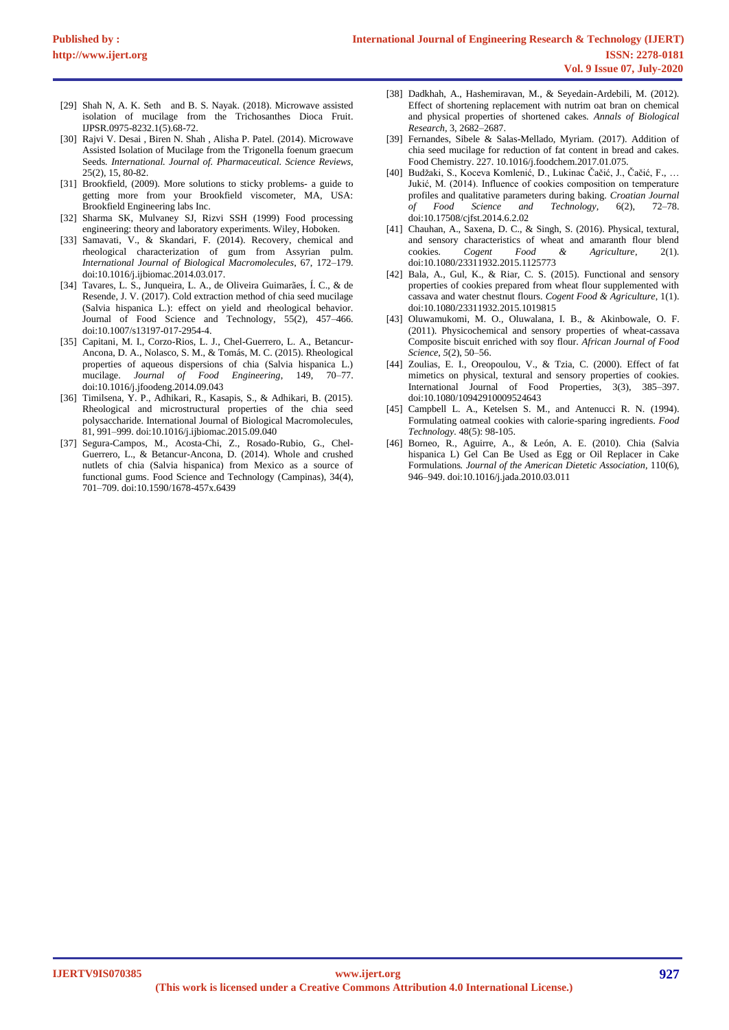[29] Shah N, A. K. Seth and B. S. Nayak. (2018). Microwave assisted isolation of mucilage from the Trichosanthes Dioca Fruit. IJPSR.0975-8232.1(5).68-72.

[30] Rajvi V. Desai , Biren N. Shah , Alisha P. Patel. (2014). Microwave Assisted Isolation of Mucilage from the Trigonella foenum graecum Seeds. *International. Journal of. Pharmaceutical. Science Reviews*, 25(2), 15, 80-82.

[31] Brookfield, (2009). More solutions to sticky problems- a guide to getting more from your Brookfield viscometer, MA, USA: Brookfield Engineering labs Inc.

[32] Sharma SK, Mulvaney SJ, Rizvi SSH (1999) Food processing engineering: theory and laboratory experiments. Wiley, Hoboken.

[33] Samavati, V., & Skandari, F. (2014). Recovery, chemical and rheological characterization of gum from Assyrian pulm. *International Journal of Biological Macromolecules*, 67, 172–179. doi:10.1016/j.ijbiomac.2014.03.017.

[34] Tavares, L. S., Junqueira, L. A., de Oliveira Guimarães, Í. C., & de Resende, J. V. (2017). Cold extraction method of chia seed mucilage (Salvia hispanica L.): effect on yield and rheological behavior. Journal of Food Science and Technology, 55(2), 457–466. doi:10.1007/s13197-017-2954-4.

[35] Capitani, M. I., Corzo-Rios, L. J., Chel-Guerrero, L. A., Betancur-Ancona, D. A., Nolasco, S. M., & Tomás, M. C. (2015). Rheological properties of aqueous dispersions of chia (Salvia hispanica L.) mucilage. *Journal of Food Engineering*, 149, 70–77. doi:10.1016/j.jfoodeng.2014.09.043

[36] Timilsena, Y. P., Adhikari, R., Kasapis, S., & Adhikari, B. (2015). Rheological and microstructural properties of the chia seed polysaccharide. International Journal of Biological Macromolecules, 81, 991–999. doi:10.1016/j.ijbiomac.2015.09.040

[37] Segura-Campos, M., Acosta-Chi, Z., Rosado-Rubio, G., Chel-Guerrero, L., & Betancur-Ancona, D. (2014). Whole and crushed nutlets of chia (Salvia hispanica) from Mexico as a source of functional gums. Food Science and Technology (Campinas), 34(4), 701–709. doi:10.1590/1678-457x.6439

[38] Dadkhah, A., Hashemiravan, M., & Seyedain-Ardebili, M. (2012). Effect of shortening replacement with nutrim oat bran on chemical and physical properties of shortened cakes. *Annals of Biological Research*, 3, 2682–2687.

[39] Fernandes, Sibele & Salas-Mellado, Myriam. (2017). Addition of chia seed mucilage for reduction of fat content in bread and cakes. Food Chemistry. 227. 10.1016/j.foodchem.2017.01.075.

[40] Budžaki, S., Koceva Komlenić, D., Lukinac Čačić, J., Čačić, F., … Jukić, M. (2014). Influence of cookies composition on temperature profiles and qualitative parameters during baking. *Croatian Journal of Food Science and Technology*, 6(2), 72–78. doi:10.17508/cjfst.2014.6.2.02

[41] Chauhan, A., Saxena, D. C., & Singh, S. (2016). Physical, textural, and sensory characteristics of wheat and amaranth flour blend cookies. *Cogent Food & Agriculture*, 2(1). doi:10.1080/23311932.2015.1125773

[42] Bala, A., Gul, K., & Riar, C. S. (2015). Functional and sensory properties of cookies prepared from wheat flour supplemented with cassava and water chestnut flours. *Cogent Food & Agriculture*, 1(1). doi:10.1080/23311932.2015.1019815

[43] Oluwamukomi, M. O., Oluwalana, I. B., & Akinbowale, O. F. (2011). Physicochemical and sensory properties of wheat-cassava Composite biscuit enriched with soy flour. *African Journal of Food Science*, *5*(2), 50–56.

[44] Zoulias, E. I., Oreopoulou, V., & Tzia, C. (2000). Effect of fat mimetics on physical, textural and sensory properties of cookies. International Journal of Food Properties, 3(3), 385–397. doi:10.1080/10942910009524643

[45] Campbell L. A., Ketelsen S. M., and Antenucci R. N. (1994). Formulating oatmeal cookies with calorie-sparing ingredients. *Food Technology*. 48(5): 98-105.

[46] Borneo, R., Aguirre, A., & León, A. E. (2010). Chia (Salvia hispanica L) Gel Can Be Used as Egg or Oil Replacer in Cake Formulations. *Journal of the American Dietetic Association*, 110(6), 946–949. doi:10.1016/j.jada.2010.03.011